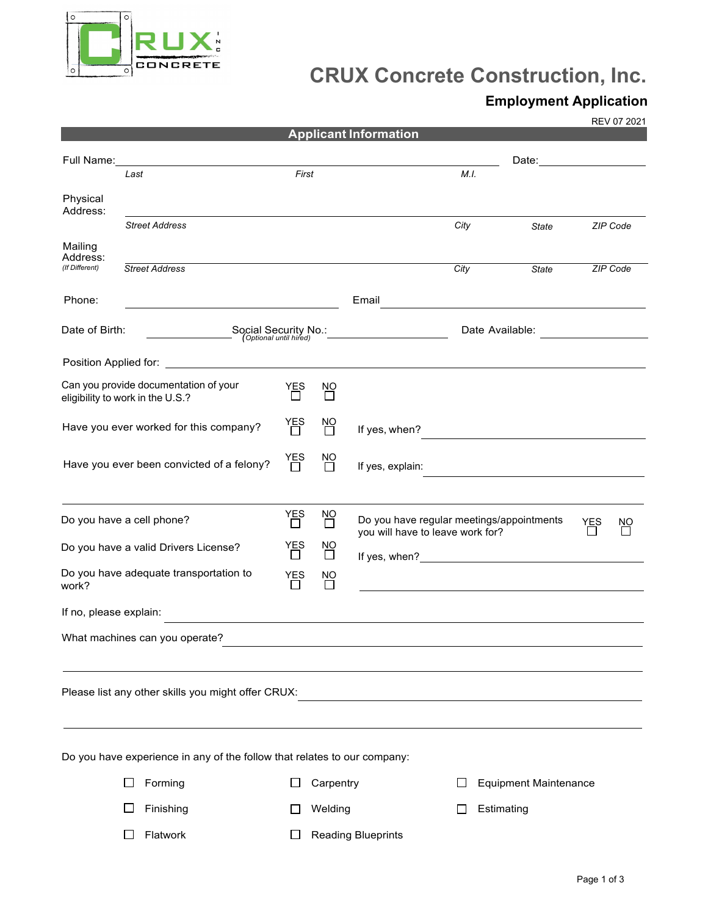# CRUX Concrete Construction, Inc.

## Employment Application

REV 07 2021

### Applicant Information

Full Name: ______________________________________________ Date: ______________

*Last* *First* *M.I.*

Physical Address: ______________________________________________

*Street Address* *City* *State* *ZIP Code*

Mailing Address: *(If Different)* ______________________________________________

*Street Address* *City* *State* *ZIP Code*

Phone: ______________________ Email ______________________

Date of Birth: ______________ Social Security No.: *(Optional until hired)* ______________ Date Available: ______________

Position Applied for: ______________________________________________

Can you provide documentation of your eligibility to work in the U.S.? YES ☐ NO ☐

Have you ever worked for this company? YES ☐ NO ☐ If yes, when? ______________________

Have you ever been convicted of a felony? YES ☐ NO ☐ If yes, explain: ______________________

---

Do you have a cell phone? YES ☐ NO ☐

Do you have a valid Drivers License? YES ☐ NO ☐

Do you have adequate transportation to work? YES ☐ NO ☐

Do you have regular meetings/appointments you will have to leave work for? YES ☐ NO ☐

If yes, when? ______________________

If no, please explain: ______________________________________________

What machines can you operate? ______________________________________________

Please list any other skills you might offer CRUX: ______________________________________________

Do you have experience in any of the follow that relates to our company:

- ☐ Forming
- ☐ Finishing
- ☐ Flatwork
- ☐ Carpentry
- ☐ Welding
- ☐ Reading Blueprints
- ☐ Equipment Maintenance
- ☐ Estimating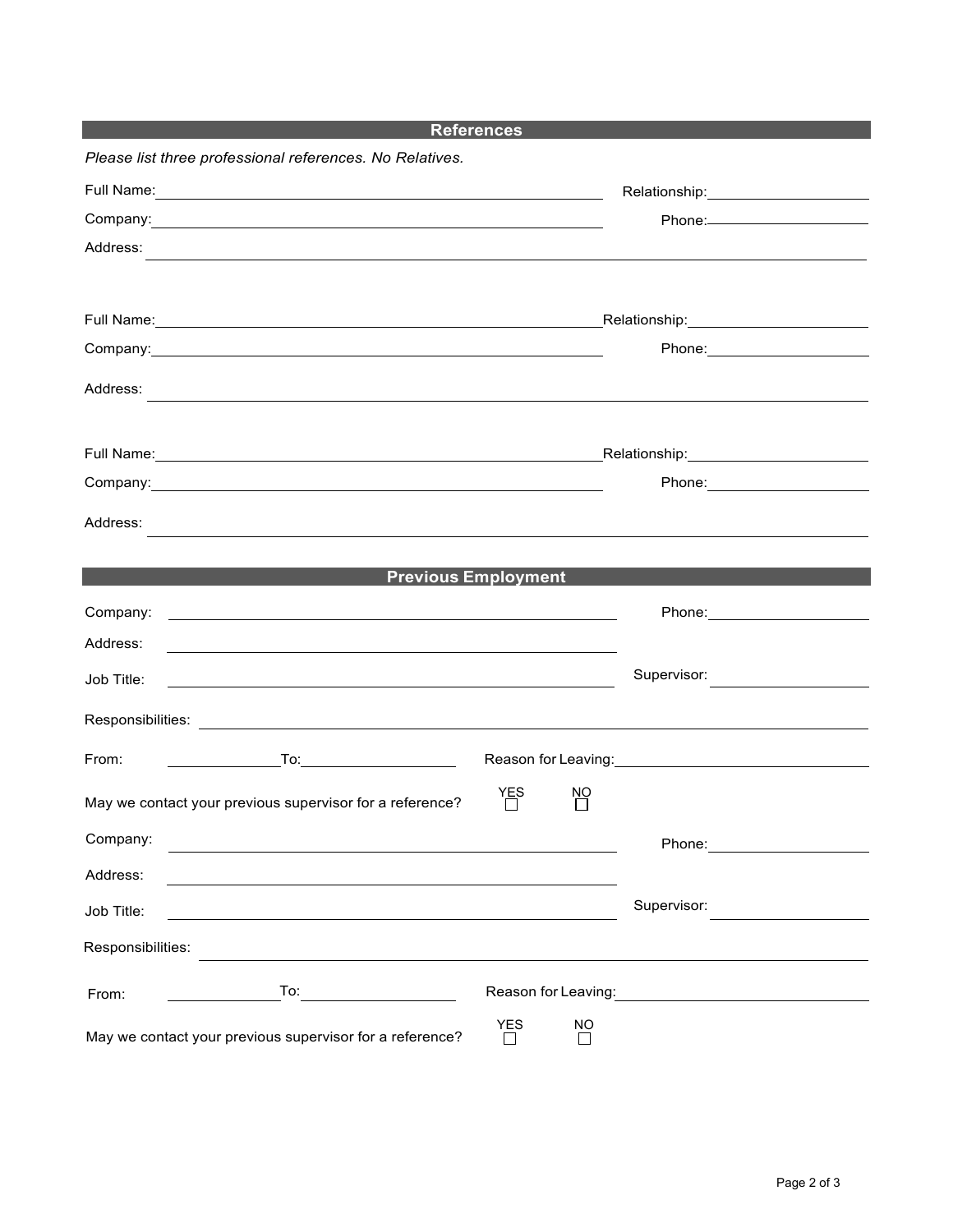## References

*Please list three professional references. No Relatives.*

Full Name: ______________________________ Relationship: ____________________

Company: ______________________________ Phone: ____________________

Address: ______________________________________________________________

Full Name: ______________________________ Relationship: ____________________

Company: ______________________________ Phone: ____________________

Address: ______________________________________________________________

Full Name: ______________________________ Relationship: ____________________

Company: ______________________________ Phone: ____________________

Address: ______________________________________________________________

## Previous Employment

Company: ______________________________ Phone: ____________________

Address: ______________________________

Job Title: ______________________________ Supervisor: ____________________

Responsibilities: ______________________________________________________

From: ____________ To: ____________ Reason for Leaving: ____________________

May we contact your previous supervisor for a reference? YES ☐ NO ☐

Company: ______________________________ Phone: ____________________

Address: ______________________________

Job Title: ______________________________ Supervisor: ____________________

Responsibilities: ______________________________________________________

From: ____________ To: ____________ Reason for Leaving: ____________________

May we contact your previous supervisor for a reference? YES ☐ NO ☐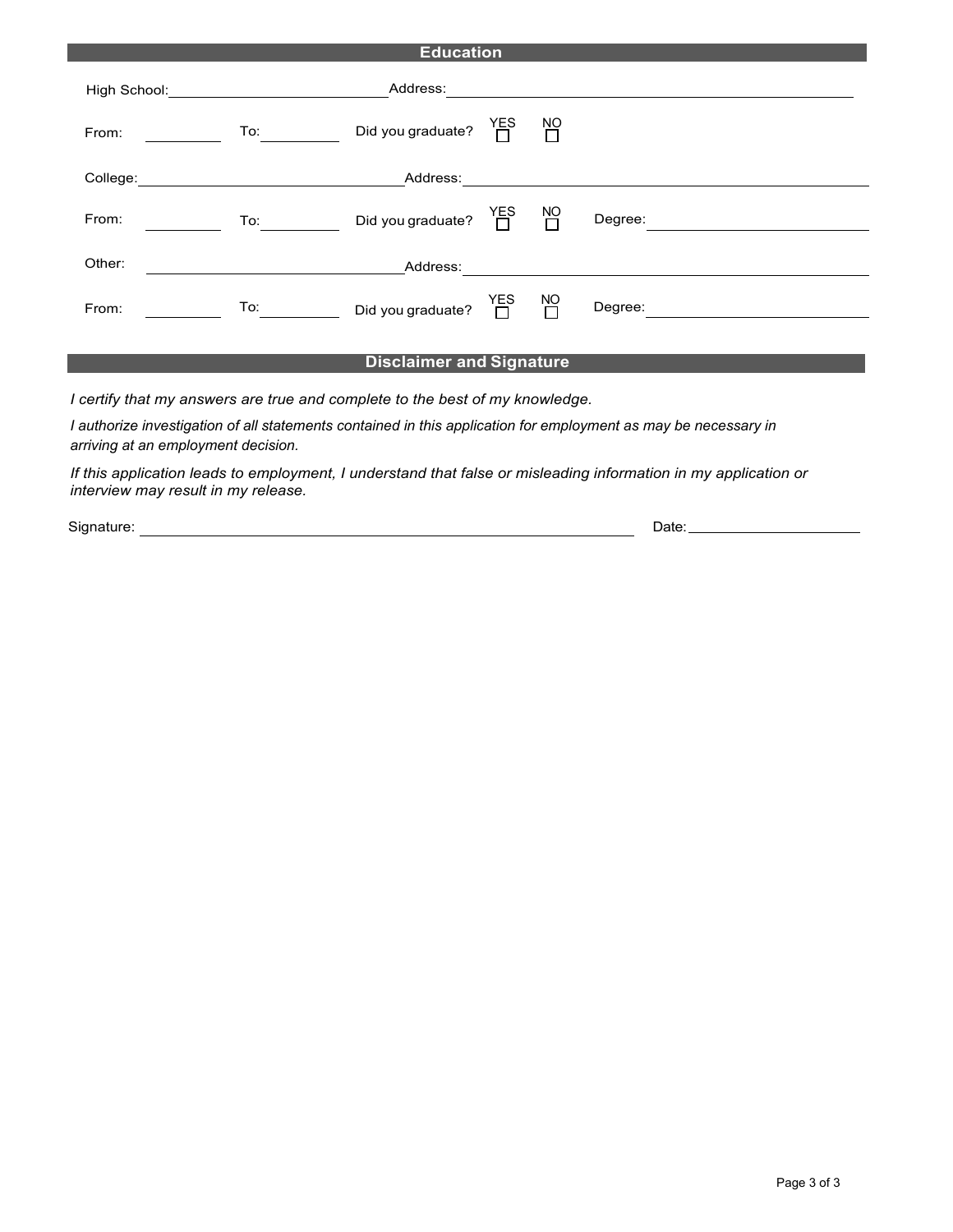## Education

High School: ______________________ Address: ______________________

From: __________ To: __________ Did you graduate? YES ☐ NO ☐

College: ______________________ Address: ______________________

From: __________ To: __________ Did you graduate? YES ☐ NO ☐ Degree: ______________________

Other: ______________________ Address: ______________________

From: __________ To: __________ Did you graduate? YES ☐ NO ☐ Degree: ______________________

## Disclaimer and Signature

*I certify that my answers are true and complete to the best of my knowledge.*

*I authorize investigation of all statements contained in this application for employment as may be necessary in arriving at an employment decision.*

*If this application leads to employment, I understand that false or misleading information in my application or interview may result in my release.*

Signature: ______________________________________ Date: ____________________